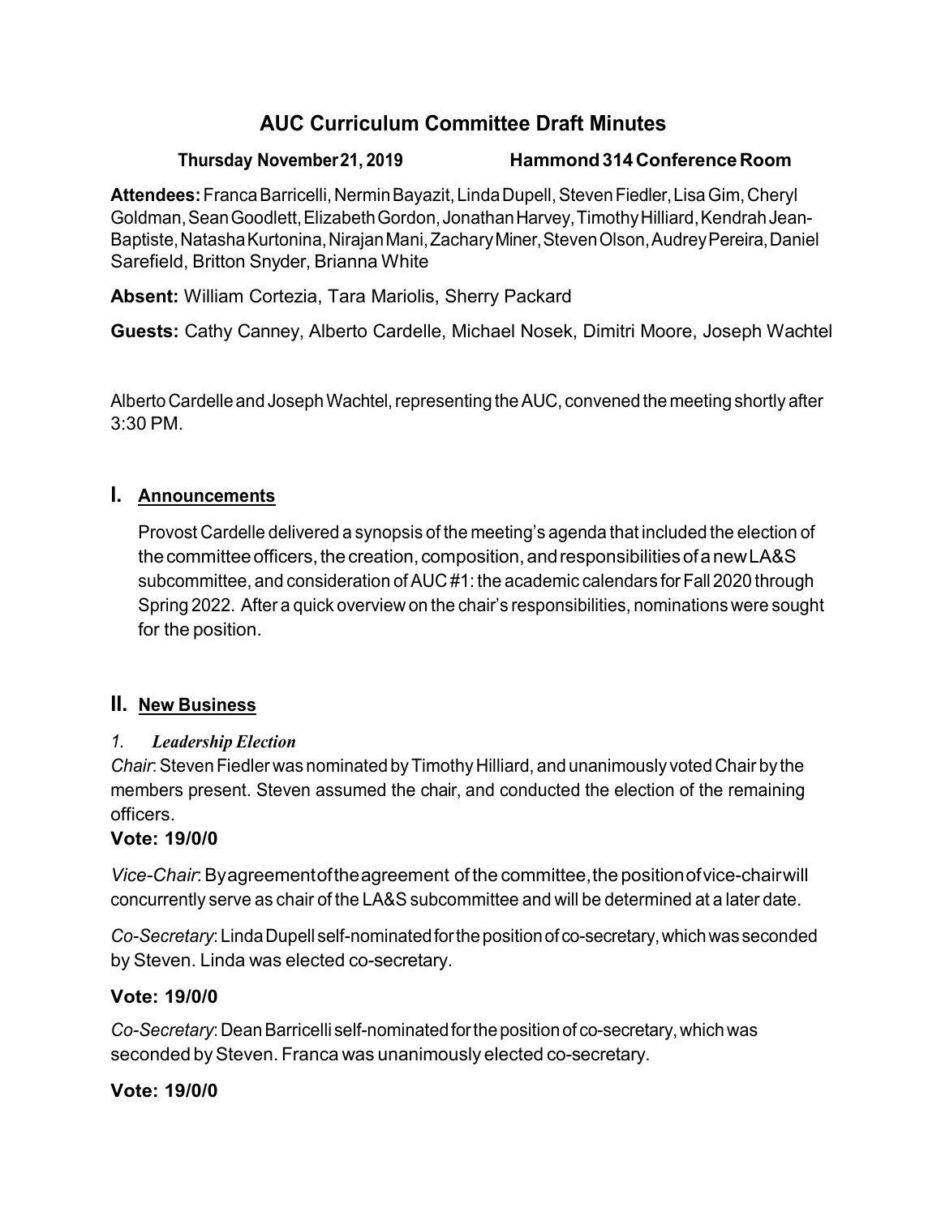# AUC Curriculum Committee Draft Minutes

**Thursday November 21, 2019 Hammond 314 Conference Room**

**Attendees:** Franca Barricelli, Nermin Bayazit, Linda Dupell, Steven Fiedler, Lisa Gim, Cheryl Goldman, Sean Goodlett, Elizabeth Gordon, Jonathan Harvey, Timothy Hilliard, Kendrah Jean-Baptiste, Natasha Kurtonina, Nirajan Mani, Zachary Miner, Steven Olson, Audrey Pereira, Daniel Sarefield, Britton Snyder, Brianna White

**Absent:** William Cortezia, Tara Mariolis, Sherry Packard

**Guests:** Cathy Canney, Alberto Cardelle, Michael Nosek, Dimitri Moore, Joseph Wachtel

Alberto Cardelle and Joseph Wachtel, representing the AUC, convened the meeting shortly after 3:30 PM.

## I. Announcements

Provost Cardelle delivered a synopsis of the meeting's agenda that included the election of the committee officers, the creation, composition, and responsibilities of a new LA&S subcommittee, and consideration of AUC #1: the academic calendars for Fall 2020 through Spring 2022. After a quick overview on the chair's responsibilities, nominations were sought for the position.

## II. New Business

### 1. *Leadership Election*

*Chair*: Steven Fiedler was nominated by Timothy Hilliard, and unanimously voted Chair by the members present. Steven assumed the chair, and conducted the election of the remaining officers.

**Vote: 19/0/0**

*Vice-Chair*: By agreement of the agreement of the committee, the position of vice-chair will concurrently serve as chair of the LA&S subcommittee and will be determined at a later date.

*Co-Secretary*: Linda Dupell self-nominated for the position of co-secretary, which was seconded by Steven. Linda was elected co-secretary.

**Vote: 19/0/0**

*Co-Secretary*: Dean Barricelli self-nominated for the position of co-secretary, which was seconded by Steven. Franca was unanimously elected co-secretary.

**Vote: 19/0/0**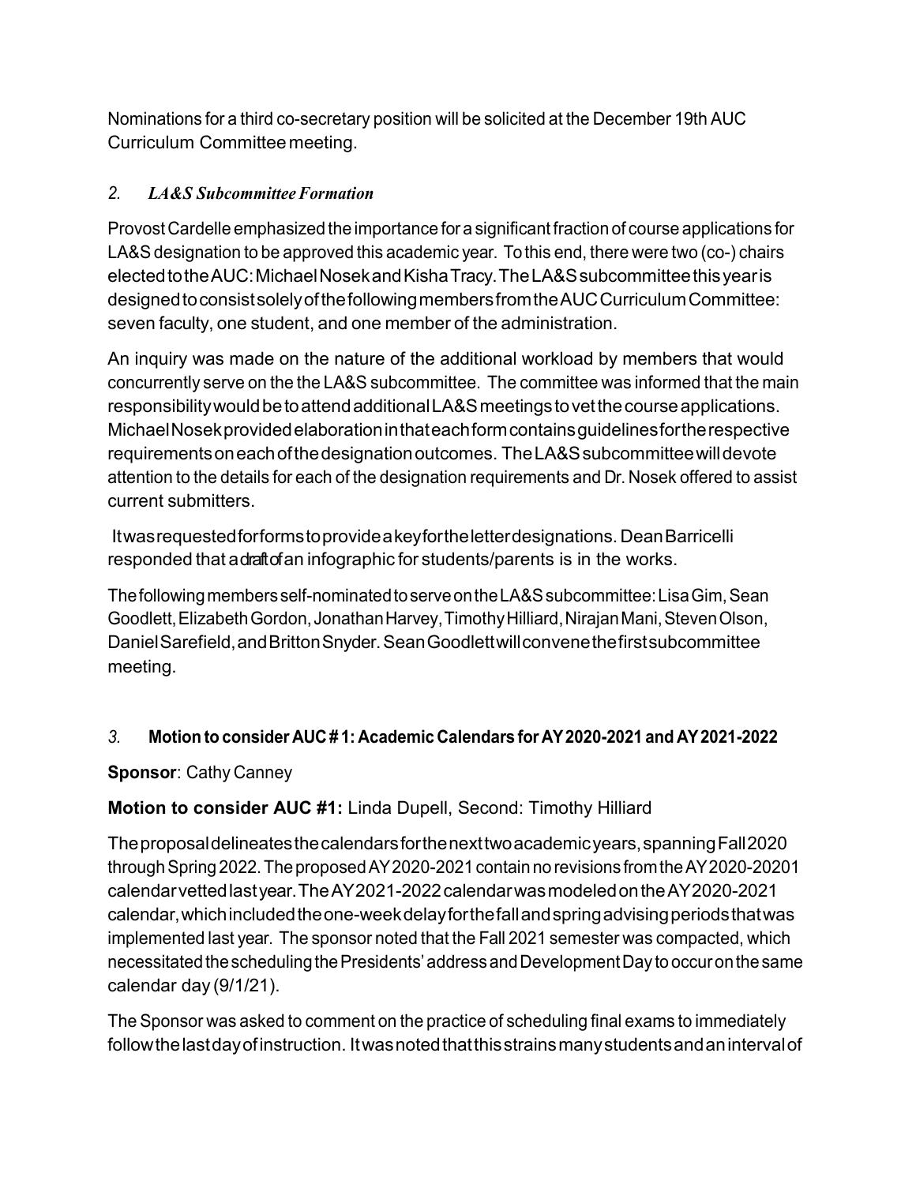Nominations for a third co-secretary position will be solicited at the December 19th AUC Curriculum Committee meeting.

### 2. *LA&S Subcommittee Formation*

Provost Cardelle emphasized the importance for a significant fraction of course applications for LA&S designation to be approved this academic year. To this end, there were two (co-) chairs elected to the AUC: Michael Nosek and Kisha Tracy. The LA&S subcommittee this year is designed to consist solely of the following members from the AUC Curriculum Committee: seven faculty, one student, and one member of the administration.

An inquiry was made on the nature of the additional workload by members that would concurrently serve on the the LA&S subcommittee. The committee was informed that the main responsibility would be to attend additional LA&S meetings to vet the course applications. Michael Nosek provided elaboration in that each form contains guidelines for the respective requirements on each of the designation outcomes. The LA&S subcommittee will devote attention to the details for each of the designation requirements and Dr. Nosek offered to assist current submitters.

It was requested for forms to provide a key for the letter designations. Dean Barricelli responded that a draft of an infographic for students/parents is in the works.

The following members self-nominated to serve on the LA&S subcommittee: Lisa Gim, Sean Goodlett, Elizabeth Gordon, Jonathan Harvey, Timothy Hilliard, Nirajan Mani, Steven Olson, Daniel Sarefield, and Britton Snyder. Sean Goodlett will convene the first subcommittee meeting.

### 3. **Motion to consider AUC # 1: Academic Calendars for AY 2020-2021 and AY 2021-2022**

**Sponsor**: Cathy Canney

**Motion to consider AUC #1:** Linda Dupell, Second: Timothy Hilliard

The proposal delineates the calendars for the next two academic years, spanning Fall 2020 through Spring 2022. The proposed AY 2020-2021 contain no revisions from the AY 2020-20201 calendar vetted last year. The AY 2021-2022 calendar was modeled on the AY 2020-2021 calendar, which included the one-week delay for the fall and spring advising periods that was implemented last year. The sponsor noted that the Fall 2021 semester was compacted, which necessitated the scheduling the Presidents' address and Development Day to occur on the same calendar day (9/1/21).

The Sponsor was asked to comment on the practice of scheduling final exams to immediately follow the last day of instruction. It was noted that this strains many students and an interval of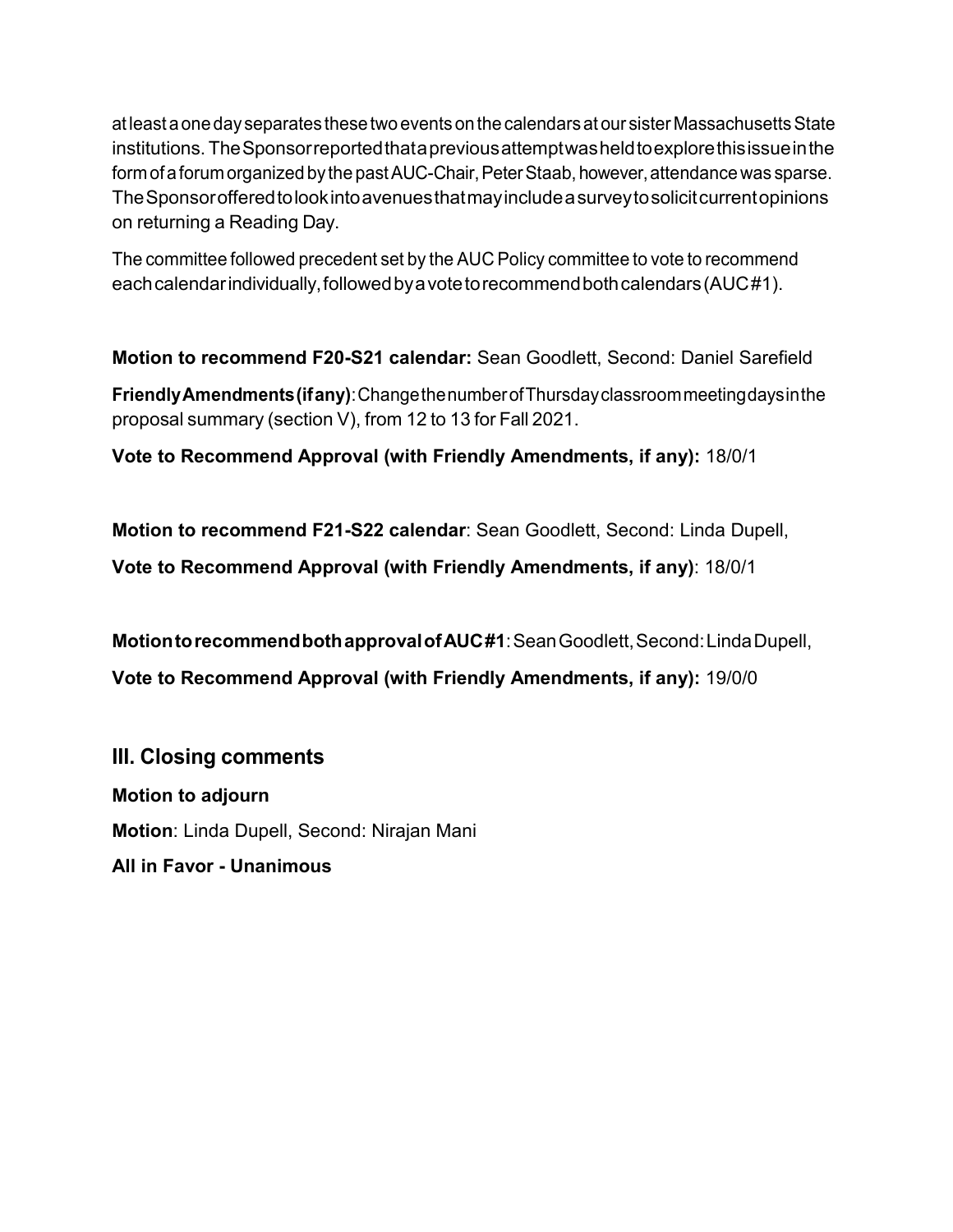at least a one day separates these two events on the calendars at our sister Massachusetts State institutions. The Sponsor reported that a previous attempt was held to explore this issue in the form of a forum organized by the past AUC-Chair, Peter Staab, however, attendance was sparse. The Sponsor offered to look into avenues that may include a survey to solicit current opinions on returning a Reading Day.

The committee followed precedent set by the AUC Policy committee to vote to recommend each calendar individually, followed by a vote to recommend both calendars (AUC#1).

**Motion to recommend F20-S21 calendar:** Sean Goodlett, Second: Daniel Sarefield

**Friendly Amendments (if any)**: Change the number of Thursday classroom meeting days in the proposal summary (section V), from 12 to 13 for Fall 2021.

**Vote to Recommend Approval (with Friendly Amendments, if any):** 18/0/1

**Motion to recommend F21-S22 calendar**: Sean Goodlett, Second: Linda Dupell,

**Vote to Recommend Approval (with Friendly Amendments, if any)**: 18/0/1

**Motion to recommend both approval of AUC#1**: Sean Goodlett, Second: Linda Dupell,

**Vote to Recommend Approval (with Friendly Amendments, if any):** 19/0/0

## III. Closing comments

**Motion to adjourn**

**Motion**: Linda Dupell, Second: Nirajan Mani

**All in Favor - Unanimous**